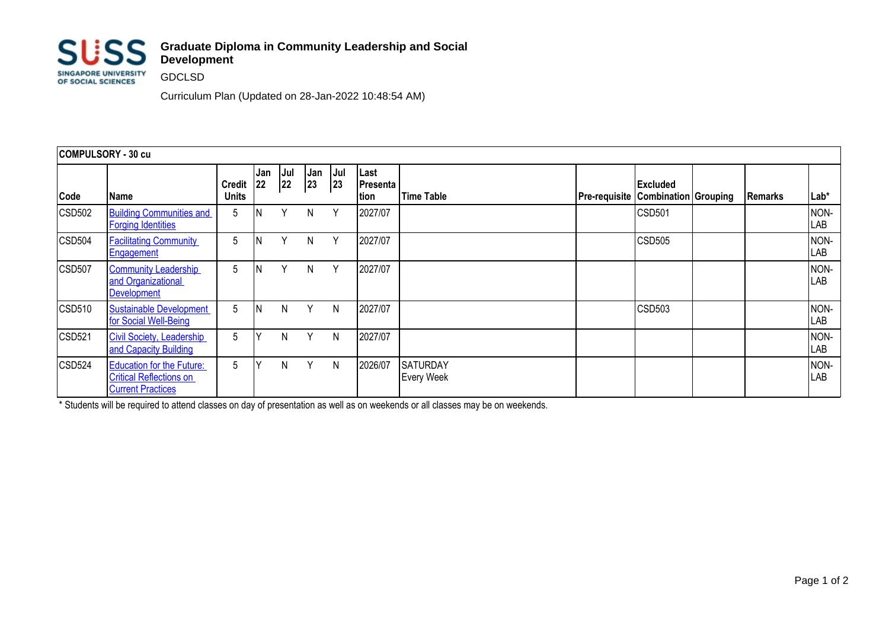# Graduate Diploma in Community Leadership and Social Development

GDCLSD

Curriculum Plan (Updated on 28-Jan-2022 10:48:54 AM)

| COMPULSORY - 30 cu | | | | | | | | | | | | | |
|---|---|---|---|---|---|---|---|---|---|---|---|---|---|
| Code | Name | Credit Units | Jan 22 | Jul 22 | Jan 23 | Jul 23 | Last Presentation | Time Table | Pre-requisite | Excluded Combination | Grouping | Remarks | Lab* |
| CSD502 | Building Communities and Forging Identities | 5 | N | Y | N | Y | 2027/07 | | | CSD501 | | | NON-LAB |
| CSD504 | Facilitating Community Engagement | 5 | N | Y | N | Y | 2027/07 | | | CSD505 | | | NON-LAB |
| CSD507 | Community Leadership and Organizational Development | 5 | N | Y | N | Y | 2027/07 | | | | | | NON-LAB |
| CSD510 | Sustainable Development for Social Well-Being | 5 | N | N | Y | N | 2027/07 | | | CSD503 | | | NON-LAB |
| CSD521 | Civil Society, Leadership and Capacity Building | 5 | Y | N | Y | N | 2027/07 | | | | | | NON-LAB |
| CSD524 | Education for the Future: Critical Reflections on Current Practices | 5 | Y | N | Y | N | 2026/07 | SATURDAY Every Week | | | | | NON-LAB |

* Students will be required to attend classes on day of presentation as well as on weekends or all classes may be on weekends.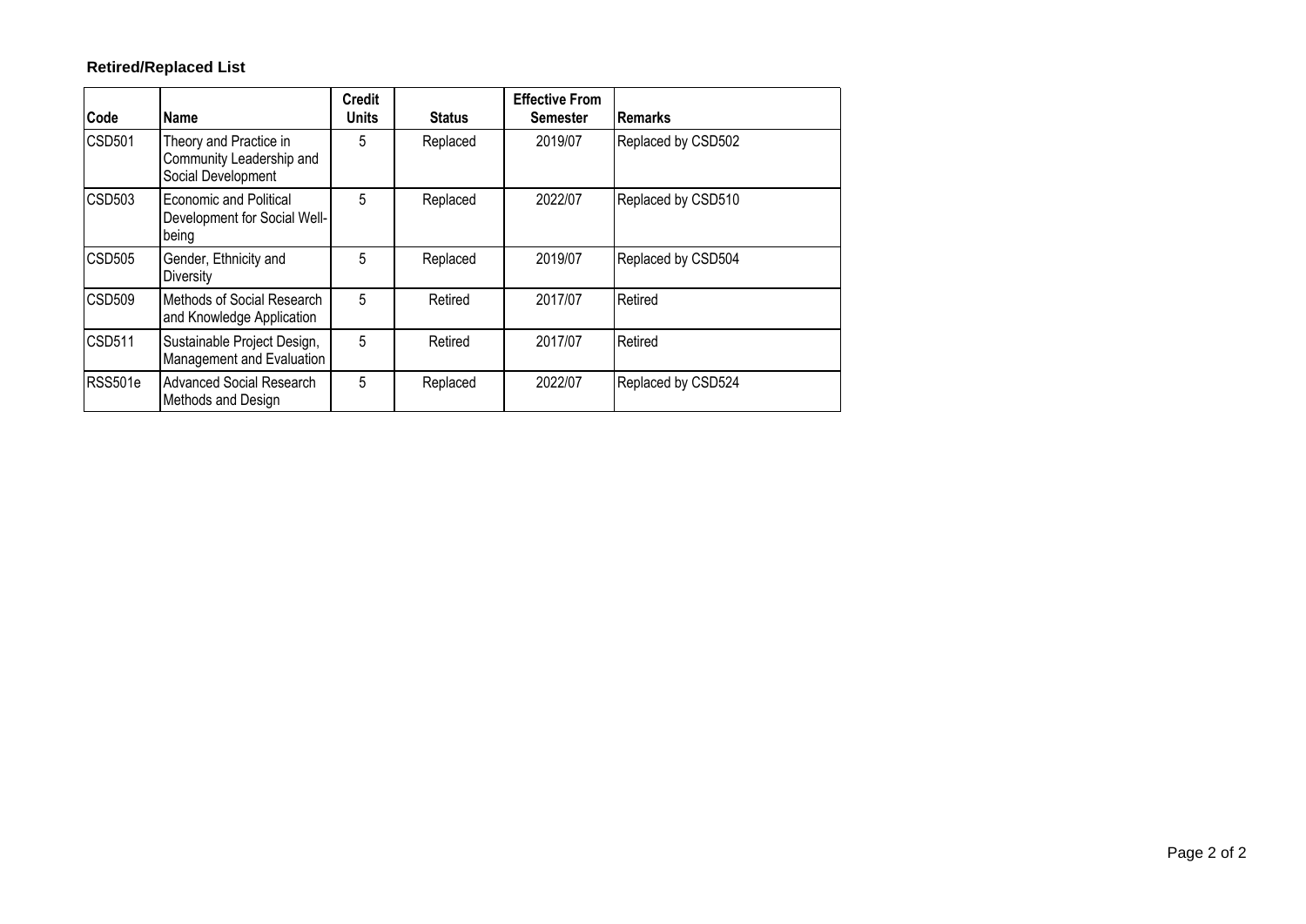**Retired/Replaced List**

| Code | Name | Credit Units | Status | Effective From Semester | Remarks |
| --- | --- | --- | --- | --- | --- |
| CSD501 | Theory and Practice in Community Leadership and Social Development | 5 | Replaced | 2019/07 | Replaced by CSD502 |
| CSD503 | Economic and Political Development for Social Well-being | 5 | Replaced | 2022/07 | Replaced by CSD510 |
| CSD505 | Gender, Ethnicity and Diversity | 5 | Replaced | 2019/07 | Replaced by CSD504 |
| CSD509 | Methods of Social Research and Knowledge Application | 5 | Retired | 2017/07 | Retired |
| CSD511 | Sustainable Project Design, Management and Evaluation | 5 | Retired | 2017/07 | Retired |
| RSS501e | Advanced Social Research Methods and Design | 5 | Replaced | 2022/07 | Replaced by CSD524 |